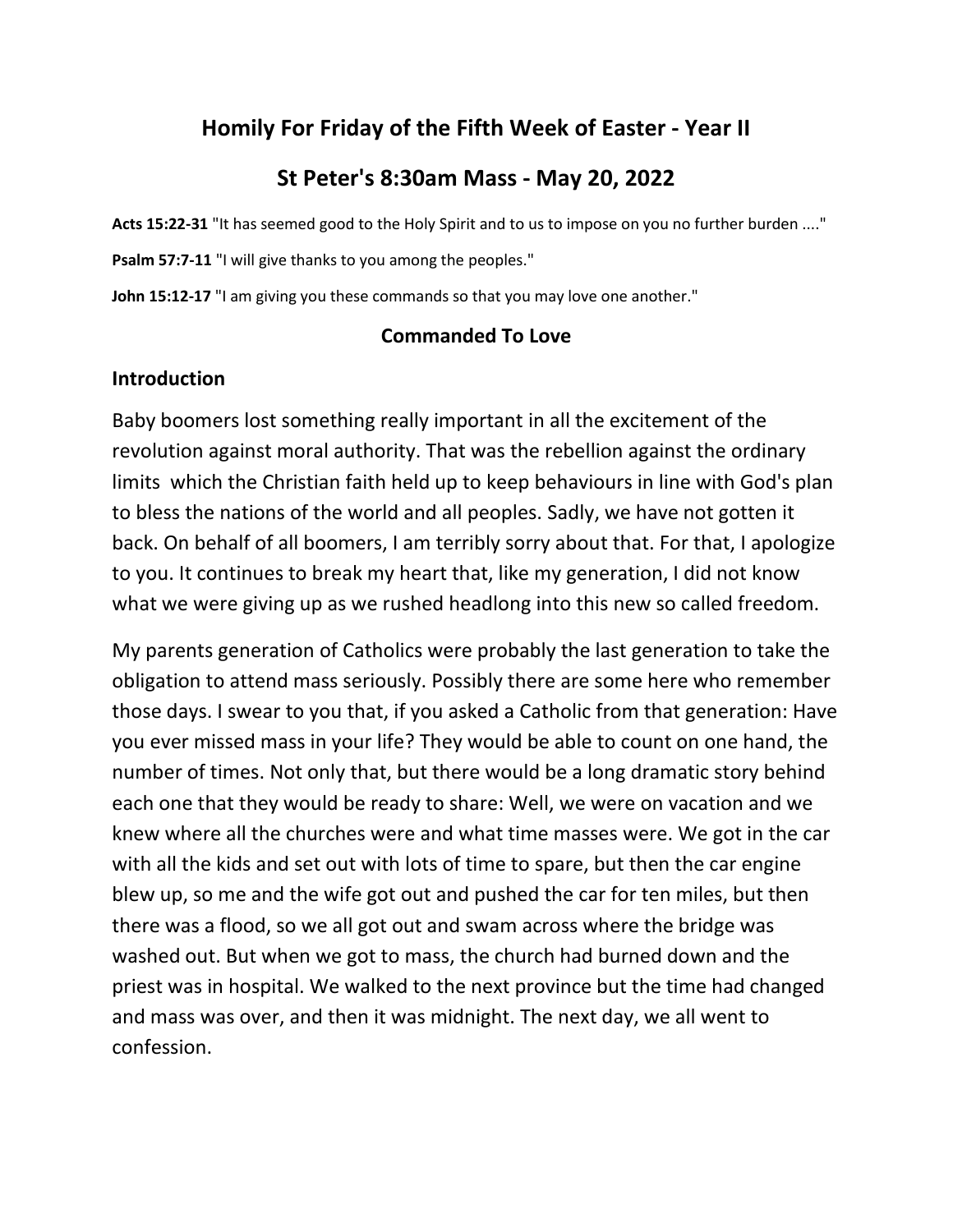# Homily For Friday of the Fifth Week of Easter - Year II

# St Peter's 8:30am Mass - May 20, 2022

**Acts 15:22-31** "It has seemed good to the Holy Spirit and to us to impose on you no further burden ...."

**Psalm 57:7-11** "I will give thanks to you among the peoples."

**John 15:12-17** "I am giving you these commands so that you may love one another."

### Commanded To Love

## Introduction

Baby boomers lost something really important in all the excitement of the revolution against moral authority. That was the rebellion against the ordinary limits which the Christian faith held up to keep behaviours in line with God's plan to bless the nations of the world and all peoples. Sadly, we have not gotten it back. On behalf of all boomers, I am terribly sorry about that. For that, I apologize to you. It continues to break my heart that, like my generation, I did not know what we were giving up as we rushed headlong into this new so called freedom.

My parents generation of Catholics were probably the last generation to take the obligation to attend mass seriously. Possibly there are some here who remember those days. I swear to you that, if you asked a Catholic from that generation: Have you ever missed mass in your life? They would be able to count on one hand, the number of times. Not only that, but there would be a long dramatic story behind each one that they would be ready to share: Well, we were on vacation and we knew where all the churches were and what time masses were. We got in the car with all the kids and set out with lots of time to spare, but then the car engine blew up, so me and the wife got out and pushed the car for ten miles, but then there was a flood, so we all got out and swam across where the bridge was washed out. But when we got to mass, the church had burned down and the priest was in hospital. We walked to the next province but the time had changed and mass was over, and then it was midnight. The next day, we all went to confession.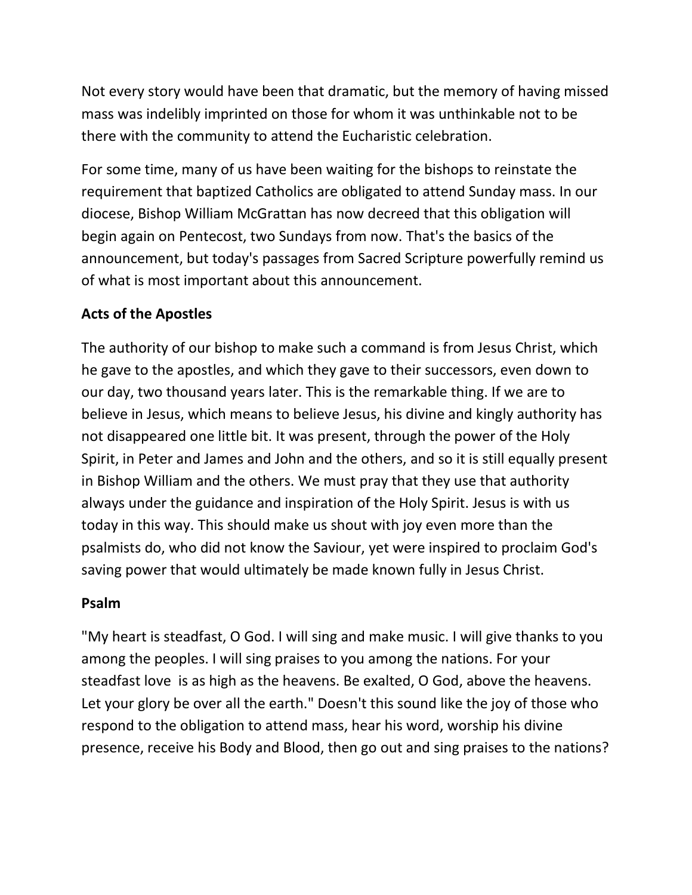Not every story would have been that dramatic, but the memory of having missed mass was indelibly imprinted on those for whom it was unthinkable not to be there with the community to attend the Eucharistic celebration.

For some time, many of us have been waiting for the bishops to reinstate the requirement that baptized Catholics are obligated to attend Sunday mass. In our diocese, Bishop William McGrattan has now decreed that this obligation will begin again on Pentecost, two Sundays from now. That's the basics of the announcement, but today's passages from Sacred Scripture powerfully remind us of what is most important about this announcement.

**Acts of the Apostles**

The authority of our bishop to make such a command is from Jesus Christ, which he gave to the apostles, and which they gave to their successors, even down to our day, two thousand years later. This is the remarkable thing. If we are to believe in Jesus, which means to believe Jesus, his divine and kingly authority has not disappeared one little bit. It was present, through the power of the Holy Spirit, in Peter and James and John and the others, and so it is still equally present in Bishop William and the others. We must pray that they use that authority always under the guidance and inspiration of the Holy Spirit. Jesus is with us today in this way. This should make us shout with joy even more than the psalmists do, who did not know the Saviour, yet were inspired to proclaim God's saving power that would ultimately be made known fully in Jesus Christ.

**Psalm**

"My heart is steadfast, O God. I will sing and make music. I will give thanks to you among the peoples. I will sing praises to you among the nations. For your steadfast love is as high as the heavens. Be exalted, O God, above the heavens. Let your glory be over all the earth." Doesn't this sound like the joy of those who respond to the obligation to attend mass, hear his word, worship his divine presence, receive his Body and Blood, then go out and sing praises to the nations?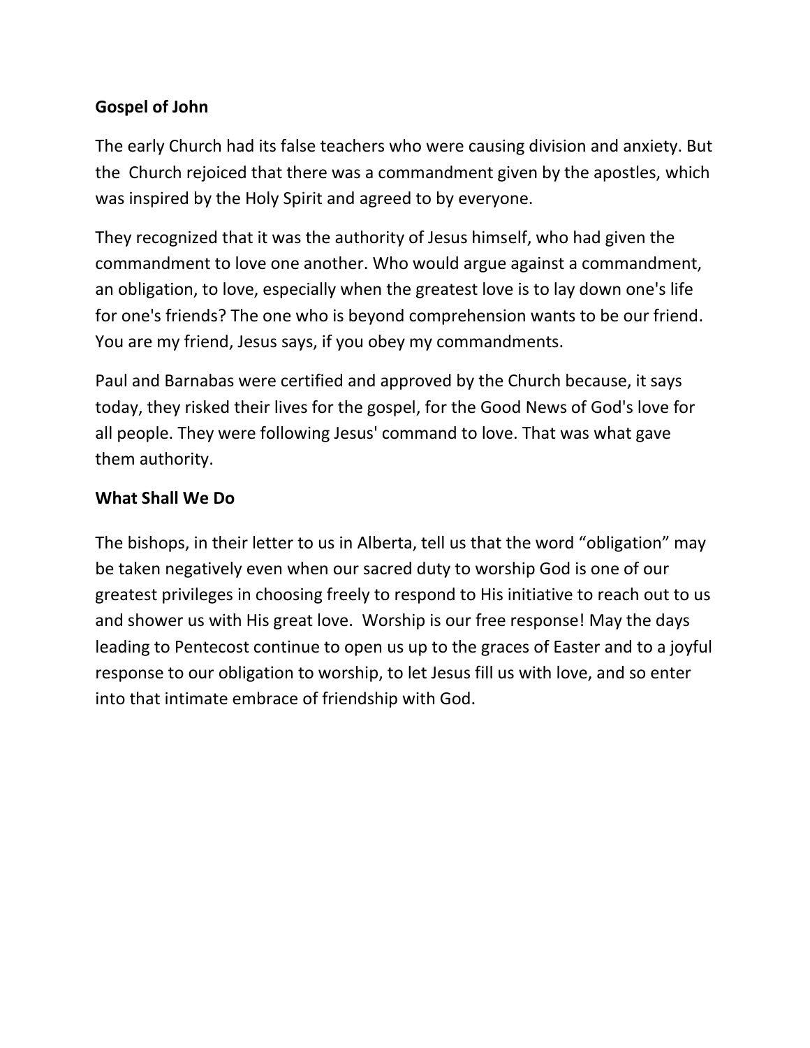**Gospel of John**

The early Church had its false teachers who were causing division and anxiety. But the Church rejoiced that there was a commandment given by the apostles, which was inspired by the Holy Spirit and agreed to by everyone.

They recognized that it was the authority of Jesus himself, who had given the commandment to love one another. Who would argue against a commandment, an obligation, to love, especially when the greatest love is to lay down one's life for one's friends? The one who is beyond comprehension wants to be our friend. You are my friend, Jesus says, if you obey my commandments.

Paul and Barnabas were certified and approved by the Church because, it says today, they risked their lives for the gospel, for the Good News of God's love for all people. They were following Jesus' command to love. That was what gave them authority.

**What Shall We Do**

The bishops, in their letter to us in Alberta, tell us that the word "obligation" may be taken negatively even when our sacred duty to worship God is one of our greatest privileges in choosing freely to respond to His initiative to reach out to us and shower us with His great love. Worship is our free response! May the days leading to Pentecost continue to open us up to the graces of Easter and to a joyful response to our obligation to worship, to let Jesus fill us with love, and so enter into that intimate embrace of friendship with God.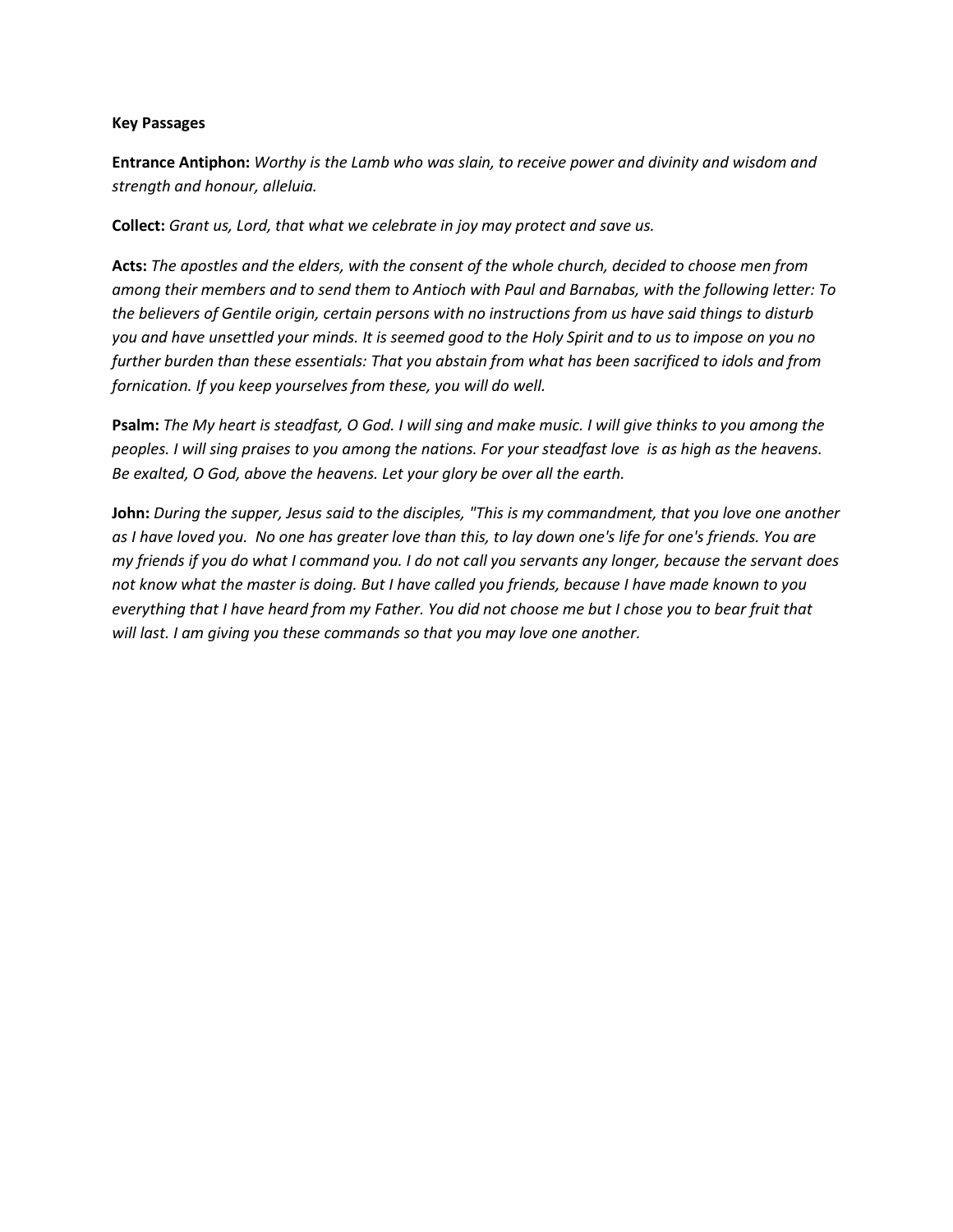**Key Passages**

**Entrance Antiphon:** *Worthy is the Lamb who was slain, to receive power and divinity and wisdom and strength and honour, alleluia.*

**Collect:** *Grant us, Lord, that what we celebrate in joy may protect and save us.*

**Acts:** *The apostles and the elders, with the consent of the whole church, decided to choose men from among their members and to send them to Antioch with Paul and Barnabas, with the following letter: To the believers of Gentile origin, certain persons with no instructions from us have said things to disturb you and have unsettled your minds. It is seemed good to the Holy Spirit and to us to impose on you no further burden than these essentials: That you abstain from what has been sacrificed to idols and from fornication. If you keep yourselves from these, you will do well.*

**Psalm:** *The My heart is steadfast, O God. I will sing and make music. I will give thinks to you among the peoples. I will sing praises to you among the nations. For your steadfast love is as high as the heavens. Be exalted, O God, above the heavens. Let your glory be over all the earth.*

**John:** *During the supper, Jesus said to the disciples, "This is my commandment, that you love one another as I have loved you. No one has greater love than this, to lay down one's life for one's friends. You are my friends if you do what I command you. I do not call you servants any longer, because the servant does not know what the master is doing. But I have called you friends, because I have made known to you everything that I have heard from my Father. You did not choose me but I chose you to bear fruit that will last. I am giving you these commands so that you may love one another.*